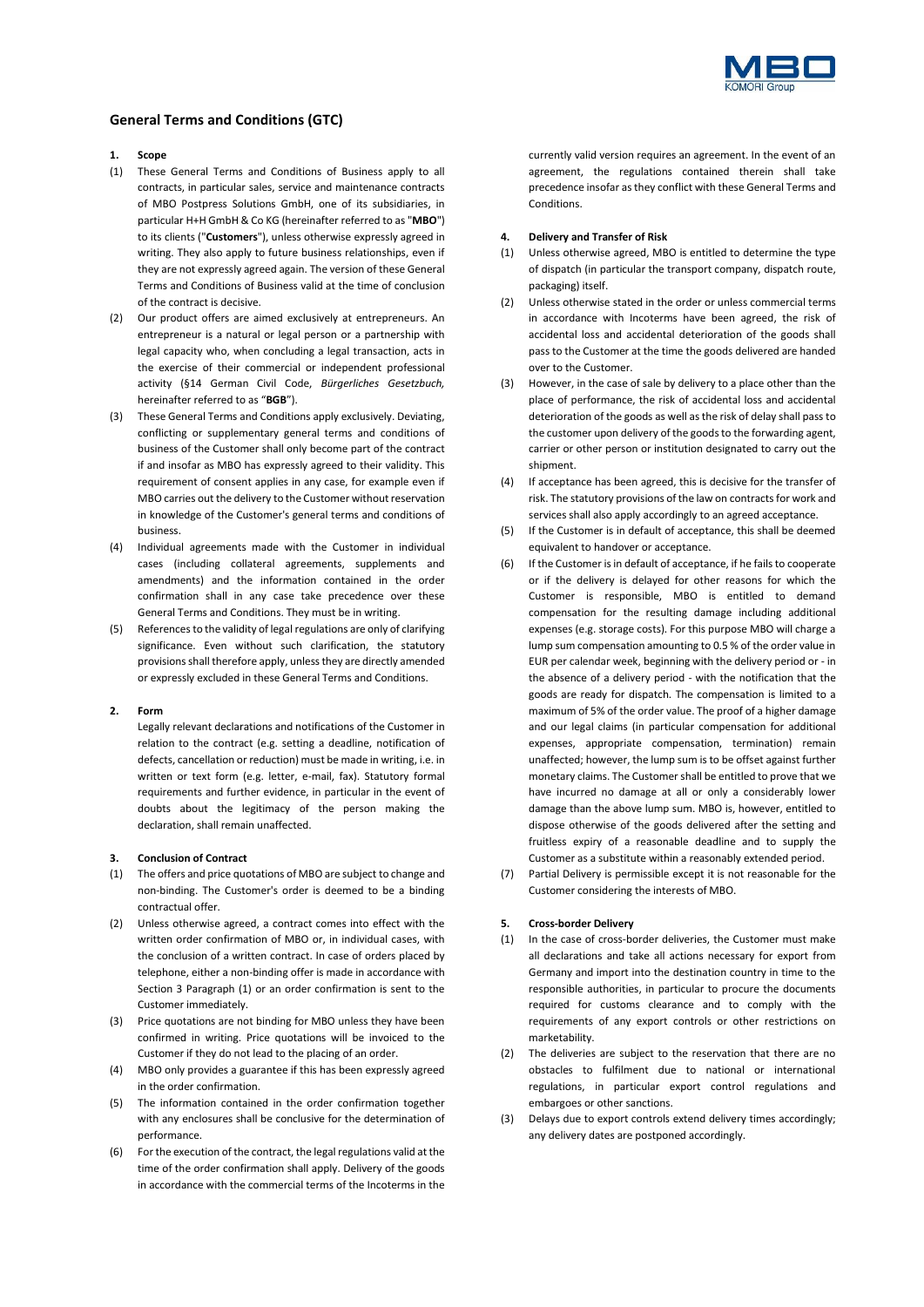# General Terms and Conditions (GTC)

## 1. Scope

(1) These General Terms and Conditions of Business apply to all contracts, in particular sales, service and maintenance contracts of MBO Postpress Solutions GmbH, one of its subsidiaries, in particular H+H GmbH & Co KG (hereinafter referred to as "**MBO**") to its clients ("**Customers**"), unless otherwise expressly agreed in writing. They also apply to future business relationships, even if they are not expressly agreed again. The version of these General Terms and Conditions of Business valid at the time of conclusion of the contract is decisive.

(2) Our product offers are aimed exclusively at entrepreneurs. An entrepreneur is a natural or legal person or a partnership with legal capacity who, when concluding a legal transaction, acts in the exercise of their commercial or independent professional activity (§14 German Civil Code, *Bürgerliches Gesetzbuch,* hereinafter referred to as "**BGB**").

(3) These General Terms and Conditions apply exclusively. Deviating, conflicting or supplementary general terms and conditions of business of the Customer shall only become part of the contract if and insofar as MBO has expressly agreed to their validity. This requirement of consent applies in any case, for example even if MBO carries out the delivery to the Customer without reservation in knowledge of the Customer's general terms and conditions of business.

(4) Individual agreements made with the Customer in individual cases (including collateral agreements, supplements and amendments) and the information contained in the order confirmation shall in any case take precedence over these General Terms and Conditions. They must be in writing.

(5) References to the validity of legal regulations are only of clarifying significance. Even without such clarification, the statutory provisions shall therefore apply, unless they are directly amended or expressly excluded in these General Terms and Conditions.

## 2. Form

Legally relevant declarations and notifications of the Customer in relation to the contract (e.g. setting a deadline, notification of defects, cancellation or reduction) must be made in writing, i.e. in written or text form (e.g. letter, e-mail, fax). Statutory formal requirements and further evidence, in particular in the event of doubts about the legitimacy of the person making the declaration, shall remain unaffected.

## 3. Conclusion of Contract

(1) The offers and price quotations of MBO are subject to change and non-binding. The Customer's order is deemed to be a binding contractual offer.

(2) Unless otherwise agreed, a contract comes into effect with the written order confirmation of MBO or, in individual cases, with the conclusion of a written contract. In case of orders placed by telephone, either a non-binding offer is made in accordance with Section 3 Paragraph (1) or an order confirmation is sent to the Customer immediately.

(3) Price quotations are not binding for MBO unless they have been confirmed in writing. Price quotations will be invoiced to the Customer if they do not lead to the placing of an order.

(4) MBO only provides a guarantee if this has been expressly agreed in the order confirmation.

(5) The information contained in the order confirmation together with any enclosures shall be conclusive for the determination of performance.

(6) For the execution of the contract, the legal regulations valid at the time of the order confirmation shall apply. Delivery of the goods in accordance with the commercial terms of the Incoterms in the currently valid version requires an agreement. In the event of an agreement, the regulations contained therein shall take precedence insofar as they conflict with these General Terms and Conditions.

## 4. Delivery and Transfer of Risk

(1) Unless otherwise agreed, MBO is entitled to determine the type of dispatch (in particular the transport company, dispatch route, packaging) itself.

(2) Unless otherwise stated in the order or unless commercial terms in accordance with Incoterms have been agreed, the risk of accidental loss and accidental deterioration of the goods shall pass to the Customer at the time the goods delivered are handed over to the Customer.

(3) However, in the case of sale by delivery to a place other than the place of performance, the risk of accidental loss and accidental deterioration of the goods as well as the risk of delay shall pass to the customer upon delivery of the goods to the forwarding agent, carrier or other person or institution designated to carry out the shipment.

(4) If acceptance has been agreed, this is decisive for the transfer of risk. The statutory provisions of the law on contracts for work and services shall also apply accordingly to an agreed acceptance.

(5) If the Customer is in default of acceptance, this shall be deemed equivalent to handover or acceptance.

(6) If the Customer is in default of acceptance, if he fails to cooperate or if the delivery is delayed for other reasons for which the Customer is responsible, MBO is entitled to demand compensation for the resulting damage including additional expenses (e.g. storage costs). For this purpose MBO will charge a lump sum compensation amounting to 0.5 % of the order value in EUR per calendar week, beginning with the delivery period or - in the absence of a delivery period - with the notification that the goods are ready for dispatch. The compensation is limited to a maximum of 5% of the order value. The proof of a higher damage and our legal claims (in particular compensation for additional expenses, appropriate compensation, termination) remain unaffected; however, the lump sum is to be offset against further monetary claims. The Customer shall be entitled to prove that we have incurred no damage at all or only a considerably lower damage than the above lump sum. MBO is, however, entitled to dispose otherwise of the goods delivered after the setting and fruitless expiry of a reasonable deadline and to supply the Customer as a substitute within a reasonably extended period.

(7) Partial Delivery is permissible except it is not reasonable for the Customer considering the interests of MBO.

## 5. Cross-border Delivery

(1) In the case of cross-border deliveries, the Customer must make all declarations and take all actions necessary for export from Germany and import into the destination country in time to the responsible authorities, in particular to procure the documents required for customs clearance and to comply with the requirements of any export controls or other restrictions on marketability.

(2) The deliveries are subject to the reservation that there are no obstacles to fulfilment due to national or international regulations, in particular export control regulations and embargoes or other sanctions.

(3) Delays due to export controls extend delivery times accordingly; any delivery dates are postponed accordingly.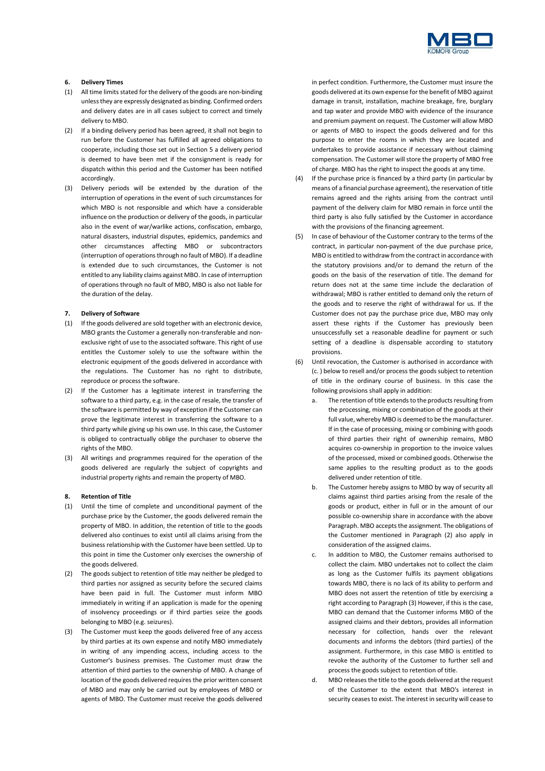### 6. Delivery Times

(1) All time limits stated for the delivery of the goods are non-binding unless they are expressly designated as binding. Confirmed orders and delivery dates are in all cases subject to correct and timely delivery to MBO.

(2) If a binding delivery period has been agreed, it shall not begin to run before the Customer has fulfilled all agreed obligations to cooperate, including those set out in Section 5 a delivery period is deemed to have been met if the consignment is ready for dispatch within this period and the Customer has been notified accordingly.

(3) Delivery periods will be extended by the duration of the interruption of operations in the event of such circumstances for which MBO is not responsible and which have a considerable influence on the production or delivery of the goods, in particular also in the event of war/warlike actions, confiscation, embargo, natural disasters, industrial disputes, epidemics, pandemics and other circumstances affecting MBO or subcontractors (interruption of operations through no fault of MBO). If a deadline is extended due to such circumstances, the Customer is not entitled to any liability claims against MBO. In case of interruption of operations through no fault of MBO, MBO is also not liable for the duration of the delay.

### 7. Delivery of Software

(1) If the goods delivered are sold together with an electronic device, MBO grants the Customer a generally non-transferable and non-exclusive right of use to the associated software. This right of use entitles the Customer solely to use the software within the electronic equipment of the goods delivered in accordance with the regulations. The Customer has no right to distribute, reproduce or process the software.

(2) If the Customer has a legitimate interest in transferring the software to a third party, e.g. in the case of resale, the transfer of the software is permitted by way of exception if the Customer can prove the legitimate interest in transferring the software to a third party while giving up his own use. In this case, the Customer is obliged to contractually oblige the purchaser to observe the rights of the MBO.

(3) All writings and programmes required for the operation of the goods delivered are regularly the subject of copyrights and industrial property rights and remain the property of MBO.

### 8. Retention of Title

(1) Until the time of complete and unconditional payment of the purchase price by the Customer, the goods delivered remain the property of MBO. In addition, the retention of title to the goods delivered also continues to exist until all claims arising from the business relationship with the Customer have been settled. Up to this point in time the Customer only exercises the ownership of the goods delivered.

(2) The goods subject to retention of title may neither be pledged to third parties nor assigned as security before the secured claims have been paid in full. The Customer must inform MBO immediately in writing if an application is made for the opening of insolvency proceedings or if third parties seize the goods belonging to MBO (e.g. seizures).

(3) The Customer must keep the goods delivered free of any access by third parties at its own expense and notify MBO immediately in writing of any impending access, including access to the Customer's business premises. The Customer must draw the attention of third parties to the ownership of MBO. A change of location of the goods delivered requires the prior written consent of MBO and may only be carried out by employees of MBO or agents of MBO. The Customer must receive the goods delivered in perfect condition. Furthermore, the Customer must insure the goods delivered at its own expense for the benefit of MBO against damage in transit, installation, machine breakage, fire, burglary and tap water and provide MBO with evidence of the insurance and premium payment on request. The Customer will allow MBO or agents of MBO to inspect the goods delivered and for this purpose to enter the rooms in which they are located and undertakes to provide assistance if necessary without claiming compensation. The Customer will store the property of MBO free of charge. MBO has the right to inspect the goods at any time.

(4) If the purchase price is financed by a third party (in particular by means of a financial purchase agreement), the reservation of title remains agreed and the rights arising from the contract until payment of the delivery claim for MBO remain in force until the third party is also fully satisfied by the Customer in accordance with the provisions of the financing agreement.

(5) In case of behaviour of the Customer contrary to the terms of the contract, in particular non-payment of the due purchase price, MBO is entitled to withdraw from the contract in accordance with the statutory provisions and/or to demand the return of the goods on the basis of the reservation of title. The demand for return does not at the same time include the declaration of withdrawal; MBO is rather entitled to demand only the return of the goods and to reserve the right of withdrawal for us. If the Customer does not pay the purchase price due, MBO may only assert these rights if the Customer has previously been unsuccessfully set a reasonable deadline for payment or such setting of a deadline is dispensable according to statutory provisions.

(6) Until revocation, the Customer is authorised in accordance with (c. ) below to resell and/or process the goods subject to retention of title in the ordinary course of business. In this case the following provisions shall apply in addition:

  a. The retention of title extends to the products resulting from the processing, mixing or combination of the goods at their full value, whereby MBO is deemed to be the manufacturer. If in the case of processing, mixing or combining with goods of third parties their right of ownership remains, MBO acquires co-ownership in proportion to the invoice values of the processed, mixed or combined goods. Otherwise the same applies to the resulting product as to the goods delivered under retention of title.

  b. The Customer hereby assigns to MBO by way of security all claims against third parties arising from the resale of the goods or product, either in full or in the amount of our possible co-ownership share in accordance with the above Paragraph. MBO accepts the assignment. The obligations of the Customer mentioned in Paragraph (2) also apply in consideration of the assigned claims.

  c. In addition to MBO, the Customer remains authorised to collect the claim. MBO undertakes not to collect the claim as long as the Customer fulfils its payment obligations towards MBO, there is no lack of its ability to perform and MBO does not assert the retention of title by exercising a right according to Paragraph (3) However, if this is the case, MBO can demand that the Customer informs MBO of the assigned claims and their debtors, provides all information necessary for collection, hands over the relevant documents and informs the debtors (third parties) of the assignment. Furthermore, in this case MBO is entitled to revoke the authority of the Customer to further sell and process the goods subject to retention of title.

  d. MBO releases the title to the goods delivered at the request of the Customer to the extent that MBO's interest in security ceases to exist. The interest in security will cease to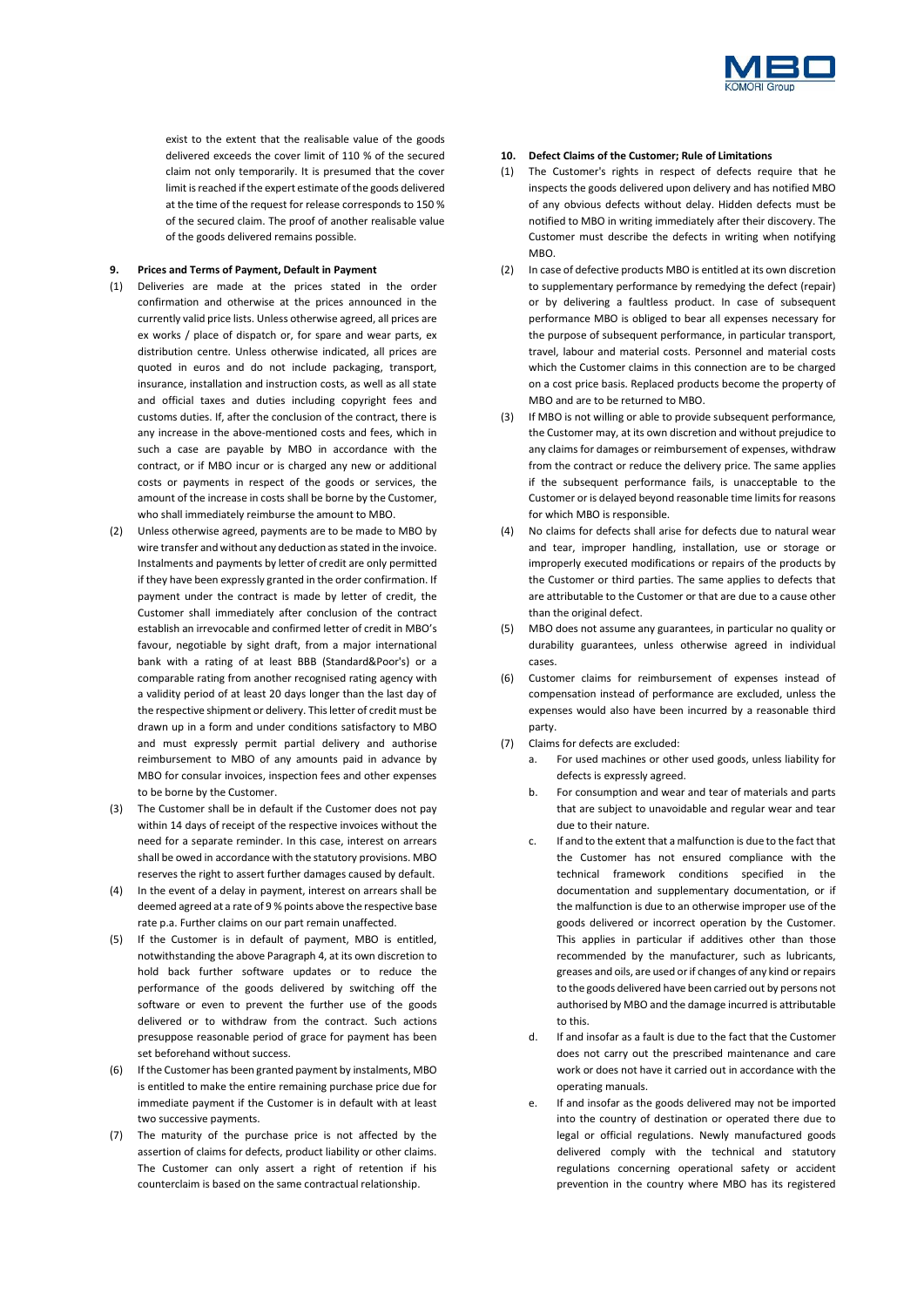exist to the extent that the realisable value of the goods delivered exceeds the cover limit of 110 % of the secured claim not only temporarily. It is presumed that the cover limit is reached if the expert estimate of the goods delivered at the time of the request for release corresponds to 150 % of the secured claim. The proof of another realisable value of the goods delivered remains possible.

**9. Prices and Terms of Payment, Default in Payment**

(1) Deliveries are made at the prices stated in the order confirmation and otherwise at the prices announced in the currently valid price lists. Unless otherwise agreed, all prices are ex works / place of dispatch or, for spare and wear parts, ex distribution centre. Unless otherwise indicated, all prices are quoted in euros and do not include packaging, transport, insurance, installation and instruction costs, as well as all state and official taxes and duties including copyright fees and customs duties. If, after the conclusion of the contract, there is any increase in the above-mentioned costs and fees, which in such a case are payable by MBO in accordance with the contract, or if MBO incur or is charged any new or additional costs or payments in respect of the goods or services, the amount of the increase in costs shall be borne by the Customer, who shall immediately reimburse the amount to MBO.

(2) Unless otherwise agreed, payments are to be made to MBO by wire transfer and without any deduction as stated in the invoice. Instalments and payments by letter of credit are only permitted if they have been expressly granted in the order confirmation. If payment under the contract is made by letter of credit, the Customer shall immediately after conclusion of the contract establish an irrevocable and confirmed letter of credit in MBO's favour, negotiable by sight draft, from a major international bank with a rating of at least BBB (Standard&Poor's) or a comparable rating from another recognised rating agency with a validity period of at least 20 days longer than the last day of the respective shipment or delivery. This letter of credit must be drawn up in a form and under conditions satisfactory to MBO and must expressly permit partial delivery and authorise reimbursement to MBO of any amounts paid in advance by MBO for consular invoices, inspection fees and other expenses to be borne by the Customer.

(3) The Customer shall be in default if the Customer does not pay within 14 days of receipt of the respective invoices without the need for a separate reminder. In this case, interest on arrears shall be owed in accordance with the statutory provisions. MBO reserves the right to assert further damages caused by default.

(4) In the event of a delay in payment, interest on arrears shall be deemed agreed at a rate of 9 % points above the respective base rate p.a. Further claims on our part remain unaffected.

(5) If the Customer is in default of payment, MBO is entitled, notwithstanding the above Paragraph 4, at its own discretion to hold back further software updates or to reduce the performance of the goods delivered by switching off the software or even to prevent the further use of the goods delivered or to withdraw from the contract. Such actions presuppose reasonable period of grace for payment has been set beforehand without success.

(6) If the Customer has been granted payment by instalments, MBO is entitled to make the entire remaining purchase price due for immediate payment if the Customer is in default with at least two successive payments.

(7) The maturity of the purchase price is not affected by the assertion of claims for defects, product liability or other claims. The Customer can only assert a right of retention if his counterclaim is based on the same contractual relationship.

**10. Defect Claims of the Customer; Rule of Limitations**

(1) The Customer's rights in respect of defects require that he inspects the goods delivered upon delivery and has notified MBO of any obvious defects without delay. Hidden defects must be notified to MBO in writing immediately after their discovery. The Customer must describe the defects in writing when notifying MBO.

(2) In case of defective products MBO is entitled at its own discretion to supplementary performance by remedying the defect (repair) or by delivering a faultless product. In case of subsequent performance MBO is obliged to bear all expenses necessary for the purpose of subsequent performance, in particular transport, travel, labour and material costs. Personnel and material costs which the Customer claims in this connection are to be charged on a cost price basis. Replaced products become the property of MBO and are to be returned to MBO.

(3) If MBO is not willing or able to provide subsequent performance, the Customer may, at its own discretion and without prejudice to any claims for damages or reimbursement of expenses, withdraw from the contract or reduce the delivery price. The same applies if the subsequent performance fails, is unacceptable to the Customer or is delayed beyond reasonable time limits for reasons for which MBO is responsible.

(4) No claims for defects shall arise for defects due to natural wear and tear, improper handling, installation, use or storage or improperly executed modifications or repairs of the products by the Customer or third parties. The same applies to defects that are attributable to the Customer or that are due to a cause other than the original defect.

(5) MBO does not assume any guarantees, in particular no quality or durability guarantees, unless otherwise agreed in individual cases.

(6) Customer claims for reimbursement of expenses instead of compensation instead of performance are excluded, unless the expenses would also have been incurred by a reasonable third party.

(7) Claims for defects are excluded:

   a. For used machines or other used goods, unless liability for defects is expressly agreed.

   b. For consumption and wear and tear of materials and parts that are subject to unavoidable and regular wear and tear due to their nature.

   c. If and to the extent that a malfunction is due to the fact that the Customer has not ensured compliance with the technical framework conditions specified in the documentation and supplementary documentation, or if the malfunction is due to an otherwise improper use of the goods delivered or incorrect operation by the Customer. This applies in particular if additives other than those recommended by the manufacturer, such as lubricants, greases and oils, are used or if changes of any kind or repairs to the goods delivered have been carried out by persons not authorised by MBO and the damage incurred is attributable to this.

   d. If and insofar as a fault is due to the fact that the Customer does not carry out the prescribed maintenance and care work or does not have it carried out in accordance with the operating manuals.

   e. If and insofar as the goods delivered may not be imported into the country of destination or operated there due to legal or official regulations. Newly manufactured goods delivered comply with the technical and statutory regulations concerning operational safety or accident prevention in the country where MBO has its registered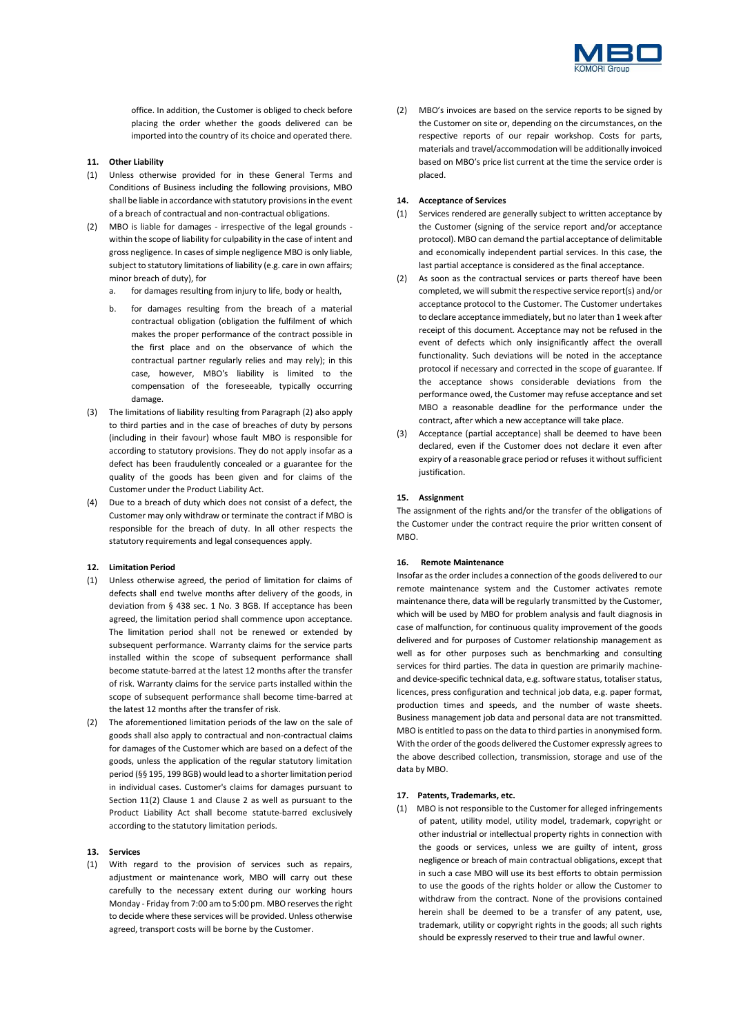office. In addition, the Customer is obliged to check before placing the order whether the goods delivered can be imported into the country of its choice and operated there.

**11. Other Liability**

(1) Unless otherwise provided for in these General Terms and Conditions of Business including the following provisions, MBO shall be liable in accordance with statutory provisions in the event of a breach of contractual and non-contractual obligations.

(2) MBO is liable for damages - irrespective of the legal grounds - within the scope of liability for culpability in the case of intent and gross negligence. In cases of simple negligence MBO is only liable, subject to statutory limitations of liability (e.g. care in own affairs; minor breach of duty), for

a. for damages resulting from injury to life, body or health,

b. for damages resulting from the breach of a material contractual obligation (obligation the fulfilment of which makes the proper performance of the contract possible in the first place and on the observance of which the contractual partner regularly relies and may rely); in this case, however, MBO's liability is limited to the compensation of the foreseeable, typically occurring damage.

(3) The limitations of liability resulting from Paragraph (2) also apply to third parties and in the case of breaches of duty by persons (including in their favour) whose fault MBO is responsible for according to statutory provisions. They do not apply insofar as a defect has been fraudulently concealed or a guarantee for the quality of the goods has been given and for claims of the Customer under the Product Liability Act.

(4) Due to a breach of duty which does not consist of a defect, the Customer may only withdraw or terminate the contract if MBO is responsible for the breach of duty. In all other respects the statutory requirements and legal consequences apply.

**12. Limitation Period**

(1) Unless otherwise agreed, the period of limitation for claims of defects shall end twelve months after delivery of the goods, in deviation from § 438 sec. 1 No. 3 BGB. If acceptance has been agreed, the limitation period shall commence upon acceptance. The limitation period shall not be renewed or extended by subsequent performance. Warranty claims for the service parts installed within the scope of subsequent performance shall become statute-barred at the latest 12 months after the transfer of risk. Warranty claims for the service parts installed within the scope of subsequent performance shall become time-barred at the latest 12 months after the transfer of risk.

(2) The aforementioned limitation periods of the law on the sale of goods shall also apply to contractual and non-contractual claims for damages of the Customer which are based on a defect of the goods, unless the application of the regular statutory limitation period (§§ 195, 199 BGB) would lead to a shorter limitation period in individual cases. Customer's claims for damages pursuant to Section 11(2) Clause 1 and Clause 2 as well as pursuant to the Product Liability Act shall become statute-barred exclusively according to the statutory limitation periods.

**13. Services**

(1) With regard to the provision of services such as repairs, adjustment or maintenance work, MBO will carry out these carefully to the necessary extent during our working hours Monday - Friday from 7:00 am to 5:00 pm. MBO reserves the right to decide where these services will be provided. Unless otherwise agreed, transport costs will be borne by the Customer.

(2) MBO's invoices are based on the service reports to be signed by the Customer on site or, depending on the circumstances, on the respective reports of our repair workshop. Costs for parts, materials and travel/accommodation will be additionally invoiced based on MBO's price list current at the time the service order is placed.

**14. Acceptance of Services**

(1) Services rendered are generally subject to written acceptance by the Customer (signing of the service report and/or acceptance protocol). MBO can demand the partial acceptance of delimitable and economically independent partial services. In this case, the last partial acceptance is considered as the final acceptance.

(2) As soon as the contractual services or parts thereof have been completed, we will submit the respective service report(s) and/or acceptance protocol to the Customer. The Customer undertakes to declare acceptance immediately, but no later than 1 week after receipt of this document. Acceptance may not be refused in the event of defects which only insignificantly affect the overall functionality. Such deviations will be noted in the acceptance protocol if necessary and corrected in the scope of guarantee. If the acceptance shows considerable deviations from the performance owed, the Customer may refuse acceptance and set MBO a reasonable deadline for the performance under the contract, after which a new acceptance will take place.

(3) Acceptance (partial acceptance) shall be deemed to have been declared, even if the Customer does not declare it even after expiry of a reasonable grace period or refuses it without sufficient justification.

**15. Assignment**

The assignment of the rights and/or the transfer of the obligations of the Customer under the contract require the prior written consent of MBO.

**16. Remote Maintenance**

Insofar as the order includes a connection of the goods delivered to our remote maintenance system and the Customer activates remote maintenance there, data will be regularly transmitted by the Customer, which will be used by MBO for problem analysis and fault diagnosis in case of malfunction, for continuous quality improvement of the goods delivered and for purposes of Customer relationship management as well as for other purposes such as benchmarking and consulting services for third parties. The data in question are primarily machine- and device-specific technical data, e.g. software status, totaliser status, licences, press configuration and technical job data, e.g. paper format, production times and speeds, and the number of waste sheets. Business management job data and personal data are not transmitted. MBO is entitled to pass on the data to third parties in anonymised form. With the order of the goods delivered the Customer expressly agrees to the above described collection, transmission, storage and use of the data by MBO.

**17. Patents, Trademarks, etc.**

(1) MBO is not responsible to the Customer for alleged infringements of patent, utility model, utility model, trademark, copyright or other industrial or intellectual property rights in connection with the goods or services, unless we are guilty of intent, gross negligence or breach of main contractual obligations, except that in such a case MBO will use its best efforts to obtain permission to use the goods of the rights holder or allow the Customer to withdraw from the contract. None of the provisions contained herein shall be deemed to be a transfer of any patent, use, trademark, utility or copyright rights in the goods; all such rights should be expressly reserved to their true and lawful owner.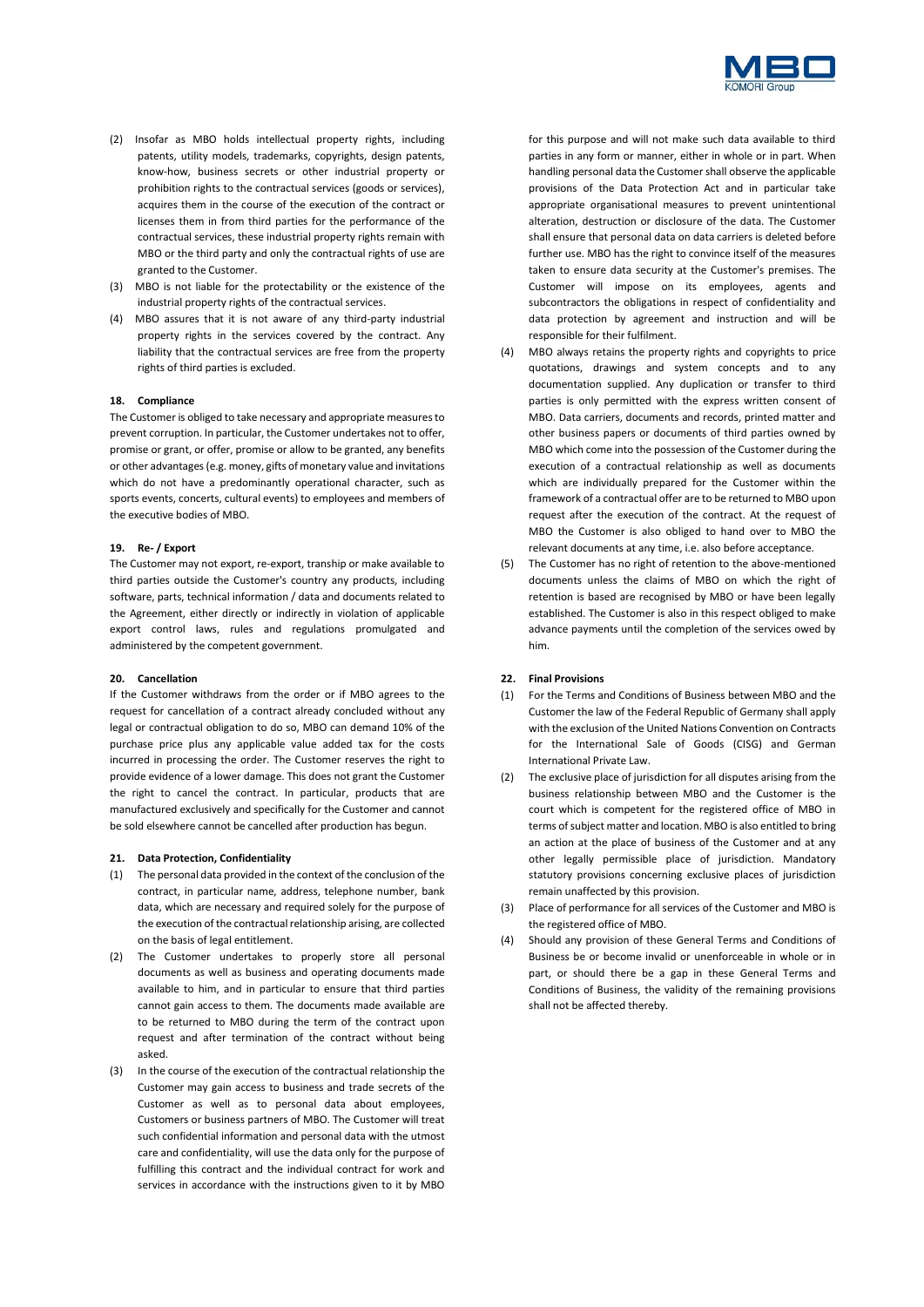(2) Insofar as MBO holds intellectual property rights, including patents, utility models, trademarks, copyrights, design patents, know-how, business secrets or other industrial property or prohibition rights to the contractual services (goods or services), acquires them in the course of the execution of the contract or licenses them in from third parties for the performance of the contractual services, these industrial property rights remain with MBO or the third party and only the contractual rights of use are granted to the Customer.

(3) MBO is not liable for the protectability or the existence of the industrial property rights of the contractual services.

(4) MBO assures that it is not aware of any third-party industrial property rights in the services covered by the contract. Any liability that the contractual services are free from the property rights of third parties is excluded.

### 18. Compliance

The Customer is obliged to take necessary and appropriate measures to prevent corruption. In particular, the Customer undertakes not to offer, promise or grant, or offer, promise or allow to be granted, any benefits or other advantages (e.g. money, gifts of monetary value and invitations which do not have a predominantly operational character, such as sports events, concerts, cultural events) to employees and members of the executive bodies of MBO.

### 19. Re- / Export

The Customer may not export, re-export, tranship or make available to third parties outside the Customer's country any products, including software, parts, technical information / data and documents related to the Agreement, either directly or indirectly in violation of applicable export control laws, rules and regulations promulgated and administered by the competent government.

### 20. Cancellation

If the Customer withdraws from the order or if MBO agrees to the request for cancellation of a contract already concluded without any legal or contractual obligation to do so, MBO can demand 10% of the purchase price plus any applicable value added tax for the costs incurred in processing the order. The Customer reserves the right to provide evidence of a lower damage. This does not grant the Customer the right to cancel the contract. In particular, products that are manufactured exclusively and specifically for the Customer and cannot be sold elsewhere cannot be cancelled after production has begun.

### 21. Data Protection, Confidentiality

(1) The personal data provided in the context of the conclusion of the contract, in particular name, address, telephone number, bank data, which are necessary and required solely for the purpose of the execution of the contractual relationship arising, are collected on the basis of legal entitlement.

(2) The Customer undertakes to properly store all personal documents as well as business and operating documents made available to him, and in particular to ensure that third parties cannot gain access to them. The documents made available are to be returned to MBO during the term of the contract upon request and after termination of the contract without being asked.

(3) In the course of the execution of the contractual relationship the Customer may gain access to business and trade secrets of the Customer as well as to personal data about employees, Customers or business partners of MBO. The Customer will treat such confidential information and personal data with the utmost care and confidentiality, will use the data only for the purpose of fulfilling this contract and the individual contract for work and services in accordance with the instructions given to it by MBO for this purpose and will not make such data available to third parties in any form or manner, either in whole or in part. When handling personal data the Customer shall observe the applicable provisions of the Data Protection Act and in particular take appropriate organisational measures to prevent unintentional alteration, destruction or disclosure of the data. The Customer shall ensure that personal data on data carriers is deleted before further use. MBO has the right to convince itself of the measures taken to ensure data security at the Customer's premises. The Customer will impose on its employees, agents and subcontractors the obligations in respect of confidentiality and data protection by agreement and instruction and will be responsible for their fulfilment.

(4) MBO always retains the property rights and copyrights to price quotations, drawings and system concepts and to any documentation supplied. Any duplication or transfer to third parties is only permitted with the express written consent of MBO. Data carriers, documents and records, printed matter and other business papers or documents of third parties owned by MBO which come into the possession of the Customer during the execution of a contractual relationship as well as documents which are individually prepared for the Customer within the framework of a contractual offer are to be returned to MBO upon request after the execution of the contract. At the request of MBO the Customer is also obliged to hand over to MBO the relevant documents at any time, i.e. also before acceptance.

(5) The Customer has no right of retention to the above-mentioned documents unless the claims of MBO on which the right of retention is based are recognised by MBO or have been legally established. The Customer is also in this respect obliged to make advance payments until the completion of the services owed by him.

### 22. Final Provisions

(1) For the Terms and Conditions of Business between MBO and the Customer the law of the Federal Republic of Germany shall apply with the exclusion of the United Nations Convention on Contracts for the International Sale of Goods (CISG) and German International Private Law.

(2) The exclusive place of jurisdiction for all disputes arising from the business relationship between MBO and the Customer is the court which is competent for the registered office of MBO in terms of subject matter and location. MBO is also entitled to bring an action at the place of business of the Customer and at any other legally permissible place of jurisdiction. Mandatory statutory provisions concerning exclusive places of jurisdiction remain unaffected by this provision.

(3) Place of performance for all services of the Customer and MBO is the registered office of MBO.

(4) Should any provision of these General Terms and Conditions of Business be or become invalid or unenforceable in whole or in part, or should there be a gap in these General Terms and Conditions of Business, the validity of the remaining provisions shall not be affected thereby.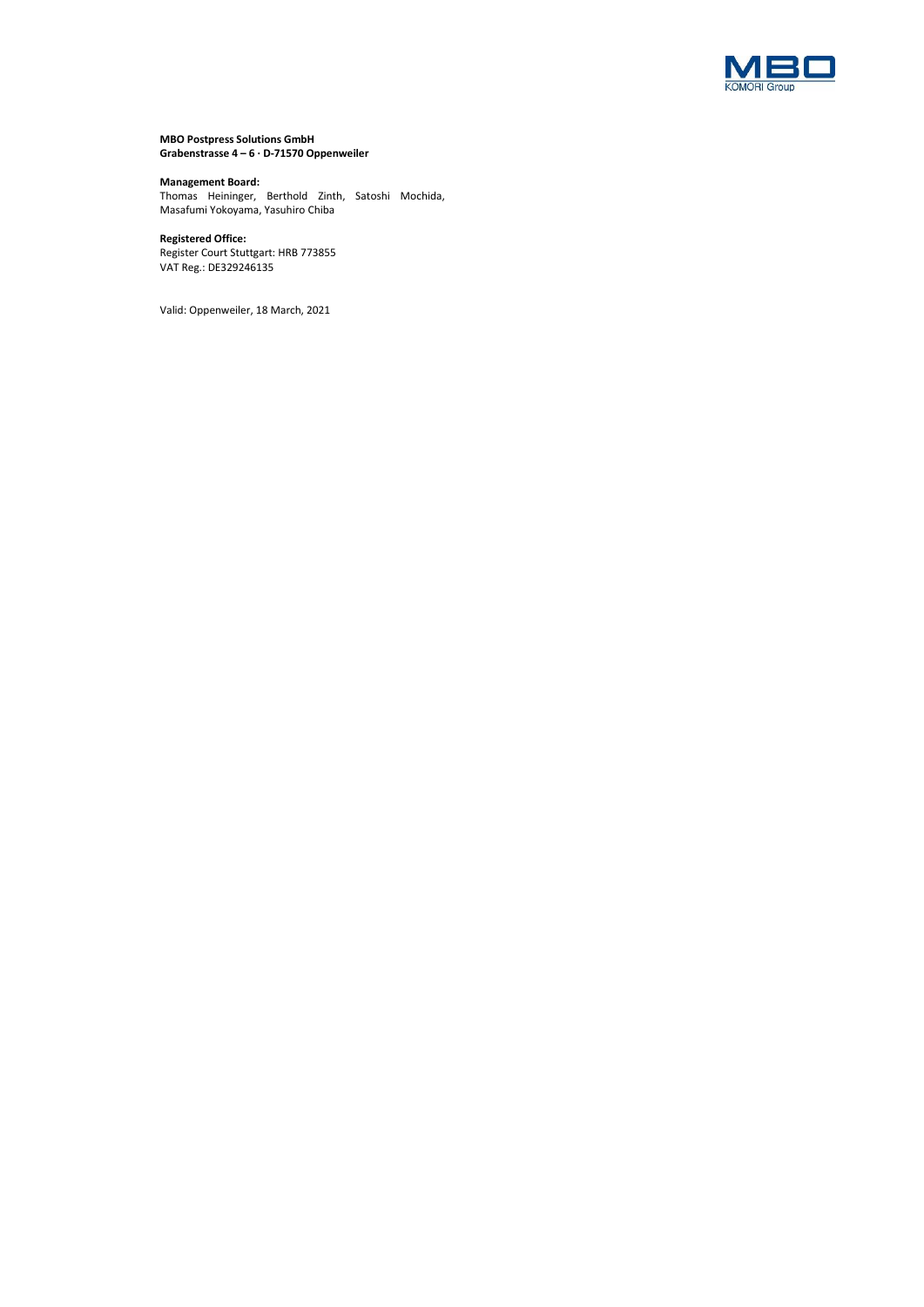**MBO Postpress Solutions GmbH**
**Grabenstrasse 4 – 6 · D-71570 Oppenweiler**

**Management Board:**
Thomas Heininger, Berthold Zinth, Satoshi Mochida, Masafumi Yokoyama, Yasuhiro Chiba

**Registered Office:**
Register Court Stuttgart: HRB 773855
VAT Reg.: DE329246135

Valid: Oppenweiler, 18 March, 2021